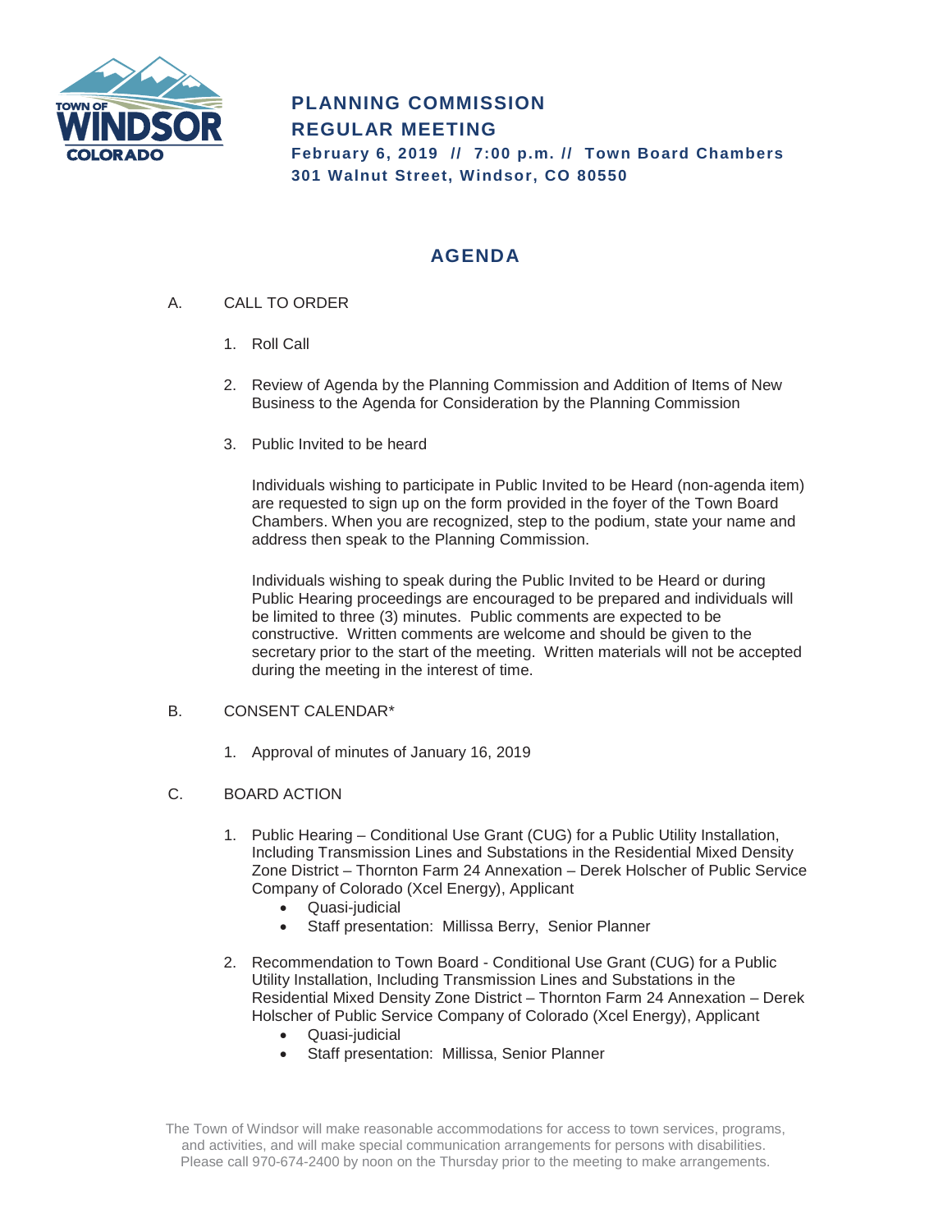TOWN OF WINDSOR COLORADO

# PLANNING COMMISSION
# REGULAR MEETING

**February 6, 2019 // 7:00 p.m. // Town Board Chambers**
**301 Walnut Street, Windsor, CO 80550**

## AGENDA

A. CALL TO ORDER

1. Roll Call

2. Review of Agenda by the Planning Commission and Addition of Items of New Business to the Agenda for Consideration by the Planning Commission

3. Public Invited to be heard

   Individuals wishing to participate in Public Invited to be Heard (non-agenda item) are requested to sign up on the form provided in the foyer of the Town Board Chambers. When you are recognized, step to the podium, state your name and address then speak to the Planning Commission.

   Individuals wishing to speak during the Public Invited to be Heard or during Public Hearing proceedings are encouraged to be prepared and individuals will be limited to three (3) minutes. Public comments are expected to be constructive. Written comments are welcome and should be given to the secretary prior to the start of the meeting. Written materials will not be accepted during the meeting in the interest of time.

B. CONSENT CALENDAR*

1. Approval of minutes of January 16, 2019

C. BOARD ACTION

1. Public Hearing – Conditional Use Grant (CUG) for a Public Utility Installation, Including Transmission Lines and Substations in the Residential Mixed Density Zone District – Thornton Farm 24 Annexation – Derek Holscher of Public Service Company of Colorado (Xcel Energy), Applicant
   - Quasi-judicial
   - Staff presentation: Millissa Berry, Senior Planner

2. Recommendation to Town Board - Conditional Use Grant (CUG) for a Public Utility Installation, Including Transmission Lines and Substations in the Residential Mixed Density Zone District – Thornton Farm 24 Annexation – Derek Holscher of Public Service Company of Colorado (Xcel Energy), Applicant
   - Quasi-judicial
   - Staff presentation: Millissa, Senior Planner

The Town of Windsor will make reasonable accommodations for access to town services, programs, and activities, and will make special communication arrangements for persons with disabilities. Please call 970-674-2400 by noon on the Thursday prior to the meeting to make arrangements.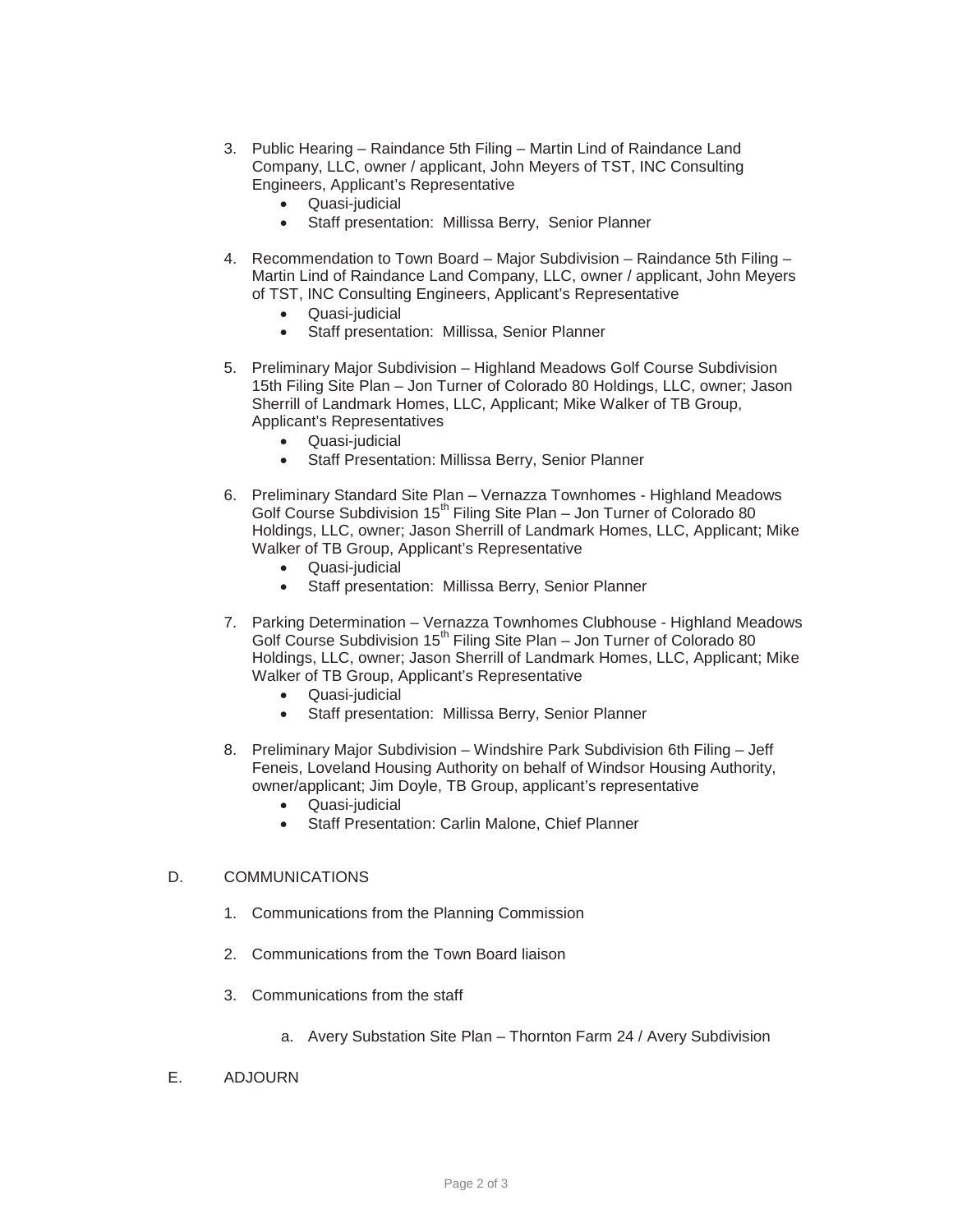3. Public Hearing – Raindance 5th Filing – Martin Lind of Raindance Land Company, LLC, owner / applicant, John Meyers of TST, INC Consulting Engineers, Applicant's Representative
   - Quasi-judicial
   - Staff presentation: Millissa Berry, Senior Planner

4. Recommendation to Town Board – Major Subdivision – Raindance 5th Filing – Martin Lind of Raindance Land Company, LLC, owner / applicant, John Meyers of TST, INC Consulting Engineers, Applicant's Representative
   - Quasi-judicial
   - Staff presentation: Millissa, Senior Planner

5. Preliminary Major Subdivision – Highland Meadows Golf Course Subdivision 15th Filing Site Plan – Jon Turner of Colorado 80 Holdings, LLC, owner; Jason Sherrill of Landmark Homes, LLC, Applicant; Mike Walker of TB Group, Applicant's Representatives
   - Quasi-judicial
   - Staff Presentation: Millissa Berry, Senior Planner

6. Preliminary Standard Site Plan – Vernazza Townhomes - Highland Meadows Golf Course Subdivision 15th Filing Site Plan – Jon Turner of Colorado 80 Holdings, LLC, owner; Jason Sherrill of Landmark Homes, LLC, Applicant; Mike Walker of TB Group, Applicant's Representative
   - Quasi-judicial
   - Staff presentation: Millissa Berry, Senior Planner

7. Parking Determination – Vernazza Townhomes Clubhouse - Highland Meadows Golf Course Subdivision 15th Filing Site Plan – Jon Turner of Colorado 80 Holdings, LLC, owner; Jason Sherrill of Landmark Homes, LLC, Applicant; Mike Walker of TB Group, Applicant's Representative
   - Quasi-judicial
   - Staff presentation: Millissa Berry, Senior Planner

8. Preliminary Major Subdivision – Windshire Park Subdivision 6th Filing – Jeff Feneis, Loveland Housing Authority on behalf of Windsor Housing Authority, owner/applicant; Jim Doyle, TB Group, applicant's representative
   - Quasi-judicial
   - Staff Presentation: Carlin Malone, Chief Planner

D. COMMUNICATIONS

1. Communications from the Planning Commission

2. Communications from the Town Board liaison

3. Communications from the staff

   a. Avery Substation Site Plan – Thornton Farm 24 / Avery Subdivision

E. ADJOURN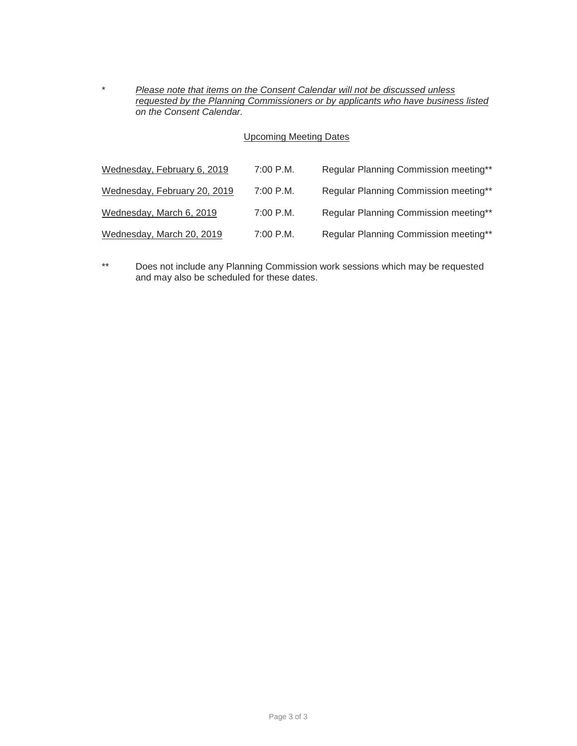\* *Please note that items on the Consent Calendar will not be discussed unless requested by the Planning Commissioners or by applicants who have business listed on the Consent Calendar.*

## Upcoming Meeting Dates

| | | |
|---|---|---|
| Wednesday, February 6, 2019 | 7:00 P.M. | Regular Planning Commission meeting** |
| Wednesday, February 20, 2019 | 7:00 P.M. | Regular Planning Commission meeting** |
| Wednesday, March 6, 2019 | 7:00 P.M. | Regular Planning Commission meeting** |
| Wednesday, March 20, 2019 | 7:00 P.M. | Regular Planning Commission meeting** |

\*\* Does not include any Planning Commission work sessions which may be requested and may also be scheduled for these dates.